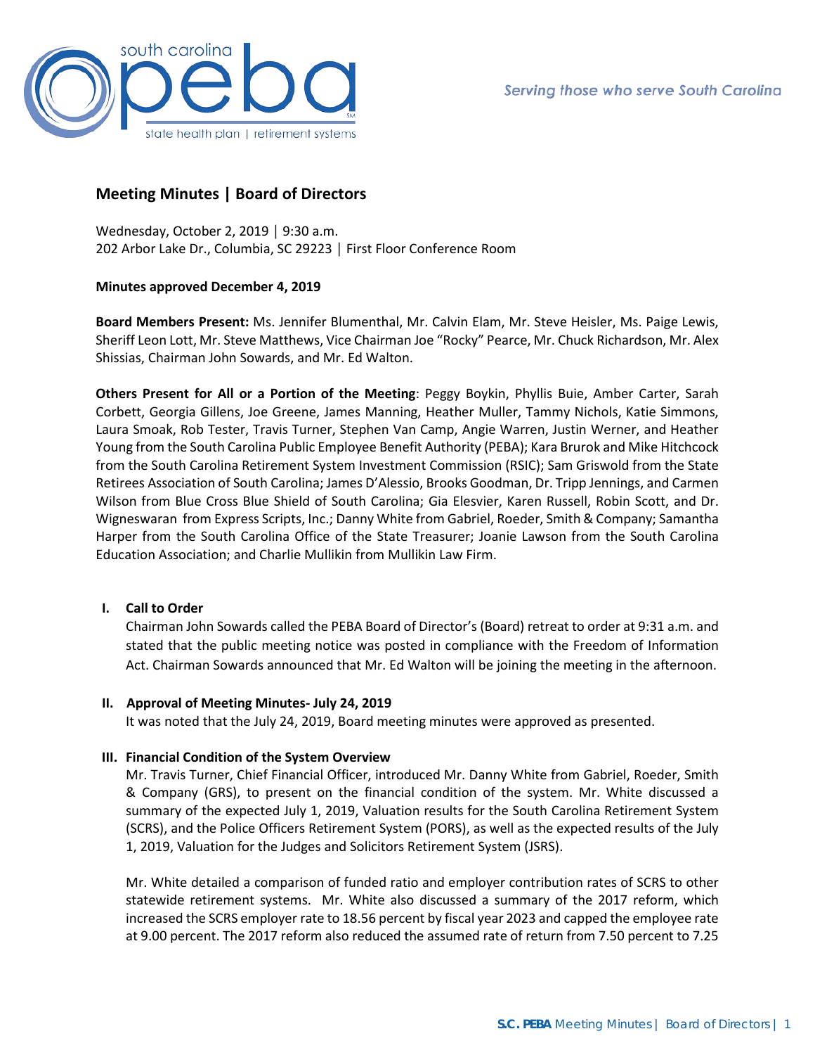Serving those who serve South Carolina

# Meeting Minutes | Board of Directors

Wednesday, October 2, 2019 │ 9:30 a.m.
202 Arbor Lake Dr., Columbia, SC 29223 │ First Floor Conference Room

**Minutes approved December 4, 2019**

**Board Members Present:** Ms. Jennifer Blumenthal, Mr. Calvin Elam, Mr. Steve Heisler, Ms. Paige Lewis, Sheriff Leon Lott, Mr. Steve Matthews, Vice Chairman Joe "Rocky" Pearce, Mr. Chuck Richardson, Mr. Alex Shissias, Chairman John Sowards, and Mr. Ed Walton.

**Others Present for All or a Portion of the Meeting**: Peggy Boykin, Phyllis Buie, Amber Carter, Sarah Corbett, Georgia Gillens, Joe Greene, James Manning, Heather Muller, Tammy Nichols, Katie Simmons, Laura Smoak, Rob Tester, Travis Turner, Stephen Van Camp, Angie Warren, Justin Werner, and Heather Young from the South Carolina Public Employee Benefit Authority (PEBA); Kara Brurok and Mike Hitchcock from the South Carolina Retirement System Investment Commission (RSIC); Sam Griswold from the State Retirees Association of South Carolina; James D'Alessio, Brooks Goodman, Dr. Tripp Jennings, and Carmen Wilson from Blue Cross Blue Shield of South Carolina; Gia Elesvier, Karen Russell, Robin Scott, and Dr. Wigneswaran from Express Scripts, Inc.; Danny White from Gabriel, Roeder, Smith & Company; Samantha Harper from the South Carolina Office of the State Treasurer; Joanie Lawson from the South Carolina Education Association; and Charlie Mullikin from Mullikin Law Firm.

## I. Call to Order

Chairman John Sowards called the PEBA Board of Director's (Board) retreat to order at 9:31 a.m. and stated that the public meeting notice was posted in compliance with the Freedom of Information Act. Chairman Sowards announced that Mr. Ed Walton will be joining the meeting in the afternoon.

## II. Approval of Meeting Minutes- July 24, 2019

It was noted that the July 24, 2019, Board meeting minutes were approved as presented.

## III. Financial Condition of the System Overview

Mr. Travis Turner, Chief Financial Officer, introduced Mr. Danny White from Gabriel, Roeder, Smith & Company (GRS), to present on the financial condition of the system. Mr. White discussed a summary of the expected July 1, 2019, Valuation results for the South Carolina Retirement System (SCRS), and the Police Officers Retirement System (PORS), as well as the expected results of the July 1, 2019, Valuation for the Judges and Solicitors Retirement System (JSRS).

Mr. White detailed a comparison of funded ratio and employer contribution rates of SCRS to other statewide retirement systems. Mr. White also discussed a summary of the 2017 reform, which increased the SCRS employer rate to 18.56 percent by fiscal year 2023 and capped the employee rate at 9.00 percent. The 2017 reform also reduced the assumed rate of return from 7.50 percent to 7.25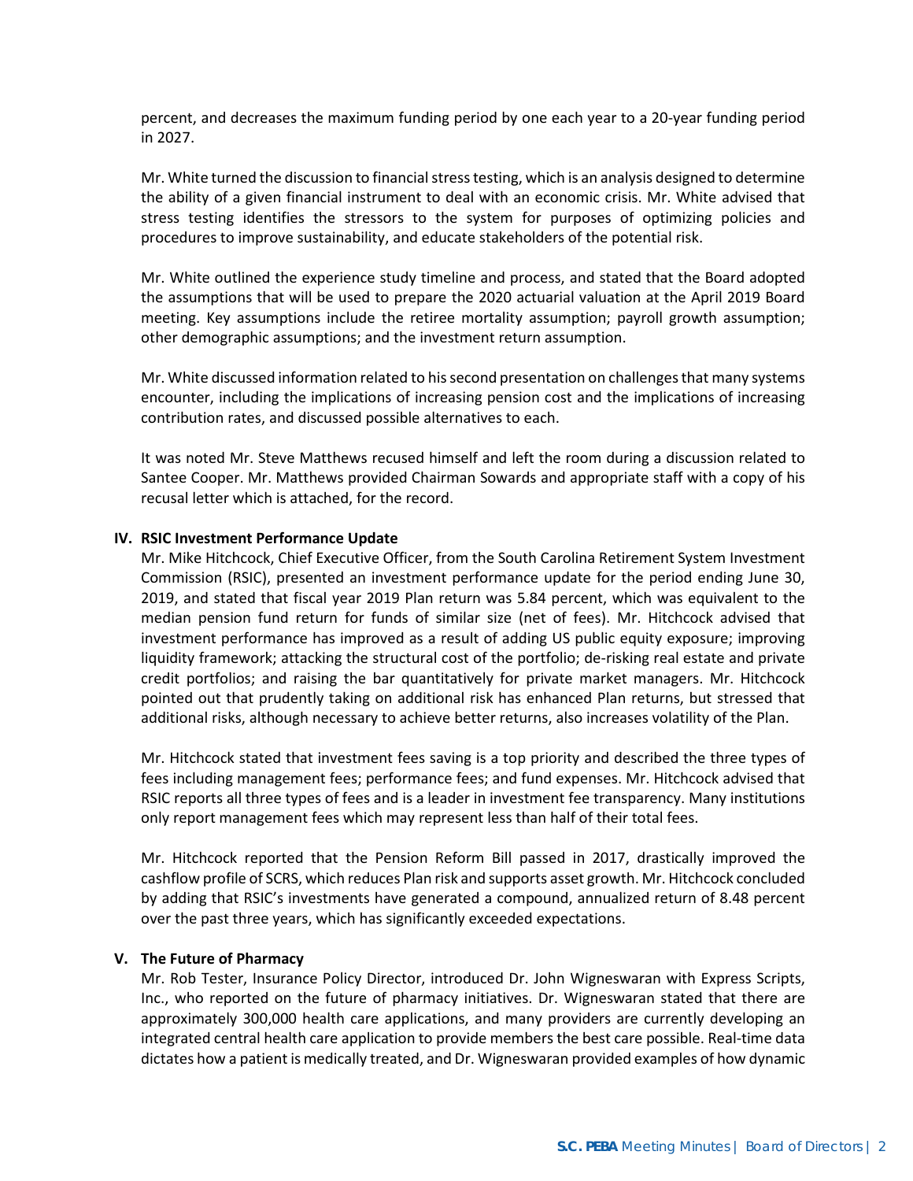percent, and decreases the maximum funding period by one each year to a 20-year funding period in 2027.

Mr. White turned the discussion to financial stress testing, which is an analysis designed to determine the ability of a given financial instrument to deal with an economic crisis. Mr. White advised that stress testing identifies the stressors to the system for purposes of optimizing policies and procedures to improve sustainability, and educate stakeholders of the potential risk.

Mr. White outlined the experience study timeline and process, and stated that the Board adopted the assumptions that will be used to prepare the 2020 actuarial valuation at the April 2019 Board meeting. Key assumptions include the retiree mortality assumption; payroll growth assumption; other demographic assumptions; and the investment return assumption.

Mr. White discussed information related to his second presentation on challenges that many systems encounter, including the implications of increasing pension cost and the implications of increasing contribution rates, and discussed possible alternatives to each.

It was noted Mr. Steve Matthews recused himself and left the room during a discussion related to Santee Cooper. Mr. Matthews provided Chairman Sowards and appropriate staff with a copy of his recusal letter which is attached, for the record.

## IV. RSIC Investment Performance Update

Mr. Mike Hitchcock, Chief Executive Officer, from the South Carolina Retirement System Investment Commission (RSIC), presented an investment performance update for the period ending June 30, 2019, and stated that fiscal year 2019 Plan return was 5.84 percent, which was equivalent to the median pension fund return for funds of similar size (net of fees). Mr. Hitchcock advised that investment performance has improved as a result of adding US public equity exposure; improving liquidity framework; attacking the structural cost of the portfolio; de-risking real estate and private credit portfolios; and raising the bar quantitatively for private market managers. Mr. Hitchcock pointed out that prudently taking on additional risk has enhanced Plan returns, but stressed that additional risks, although necessary to achieve better returns, also increases volatility of the Plan.

Mr. Hitchcock stated that investment fees saving is a top priority and described the three types of fees including management fees; performance fees; and fund expenses. Mr. Hitchcock advised that RSIC reports all three types of fees and is a leader in investment fee transparency. Many institutions only report management fees which may represent less than half of their total fees.

Mr. Hitchcock reported that the Pension Reform Bill passed in 2017, drastically improved the cashflow profile of SCRS, which reduces Plan risk and supports asset growth. Mr. Hitchcock concluded by adding that RSIC's investments have generated a compound, annualized return of 8.48 percent over the past three years, which has significantly exceeded expectations.

## V. The Future of Pharmacy

Mr. Rob Tester, Insurance Policy Director, introduced Dr. John Wigneswaran with Express Scripts, Inc., who reported on the future of pharmacy initiatives. Dr. Wigneswaran stated that there are approximately 300,000 health care applications, and many providers are currently developing an integrated central health care application to provide members the best care possible. Real-time data dictates how a patient is medically treated, and Dr. Wigneswaran provided examples of how dynamic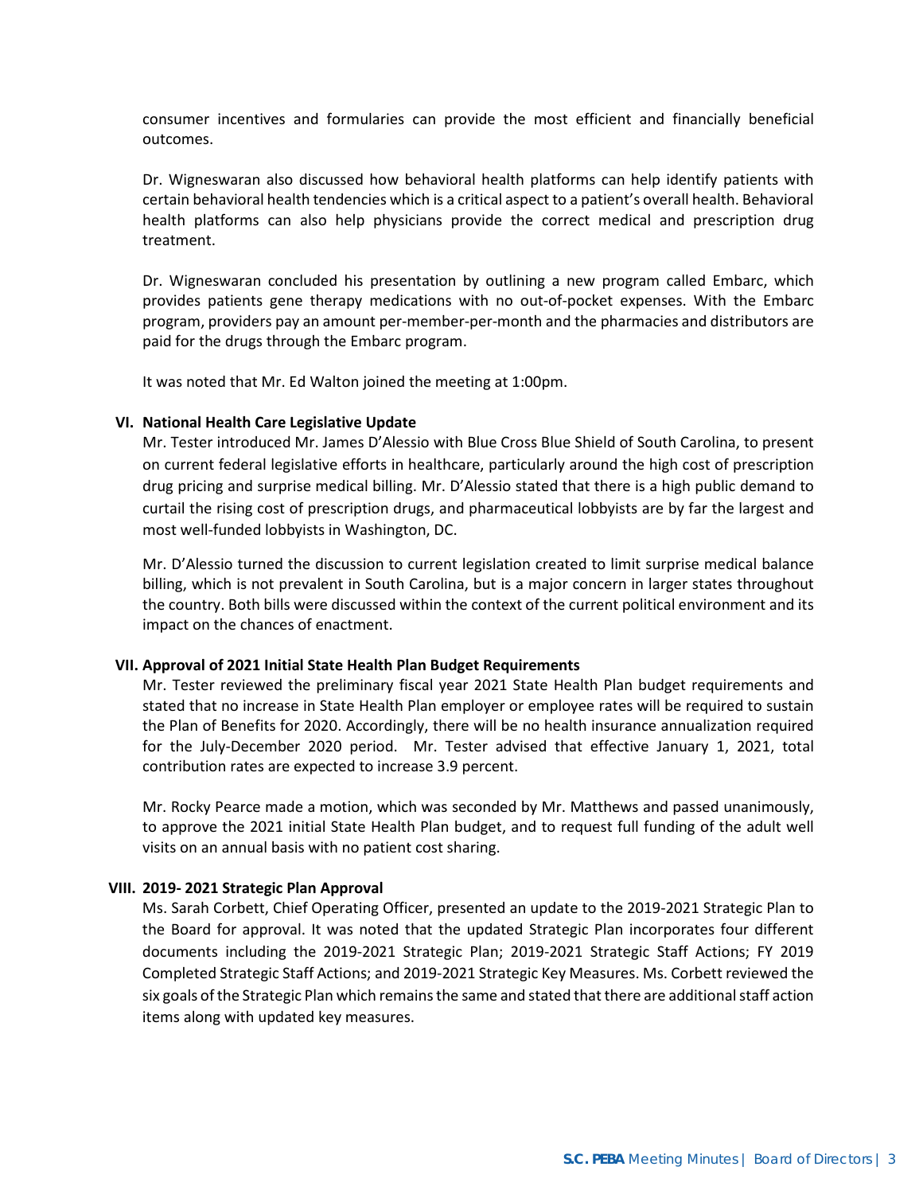consumer incentives and formularies can provide the most efficient and financially beneficial outcomes.

Dr. Wigneswaran also discussed how behavioral health platforms can help identify patients with certain behavioral health tendencies which is a critical aspect to a patient's overall health. Behavioral health platforms can also help physicians provide the correct medical and prescription drug treatment.

Dr. Wigneswaran concluded his presentation by outlining a new program called Embarc, which provides patients gene therapy medications with no out-of-pocket expenses. With the Embarc program, providers pay an amount per-member-per-month and the pharmacies and distributors are paid for the drugs through the Embarc program.

It was noted that Mr. Ed Walton joined the meeting at 1:00pm.

## VI. National Health Care Legislative Update

Mr. Tester introduced Mr. James D'Alessio with Blue Cross Blue Shield of South Carolina, to present on current federal legislative efforts in healthcare, particularly around the high cost of prescription drug pricing and surprise medical billing. Mr. D'Alessio stated that there is a high public demand to curtail the rising cost of prescription drugs, and pharmaceutical lobbyists are by far the largest and most well-funded lobbyists in Washington, DC.

Mr. D'Alessio turned the discussion to current legislation created to limit surprise medical balance billing, which is not prevalent in South Carolina, but is a major concern in larger states throughout the country. Both bills were discussed within the context of the current political environment and its impact on the chances of enactment.

## VII. Approval of 2021 Initial State Health Plan Budget Requirements

Mr. Tester reviewed the preliminary fiscal year 2021 State Health Plan budget requirements and stated that no increase in State Health Plan employer or employee rates will be required to sustain the Plan of Benefits for 2020. Accordingly, there will be no health insurance annualization required for the July-December 2020 period. Mr. Tester advised that effective January 1, 2021, total contribution rates are expected to increase 3.9 percent.

Mr. Rocky Pearce made a motion, which was seconded by Mr. Matthews and passed unanimously, to approve the 2021 initial State Health Plan budget, and to request full funding of the adult well visits on an annual basis with no patient cost sharing.

## VIII. 2019- 2021 Strategic Plan Approval

Ms. Sarah Corbett, Chief Operating Officer, presented an update to the 2019-2021 Strategic Plan to the Board for approval. It was noted that the updated Strategic Plan incorporates four different documents including the 2019-2021 Strategic Plan; 2019-2021 Strategic Staff Actions; FY 2019 Completed Strategic Staff Actions; and 2019-2021 Strategic Key Measures. Ms. Corbett reviewed the six goals of the Strategic Plan which remains the same and stated that there are additional staff action items along with updated key measures.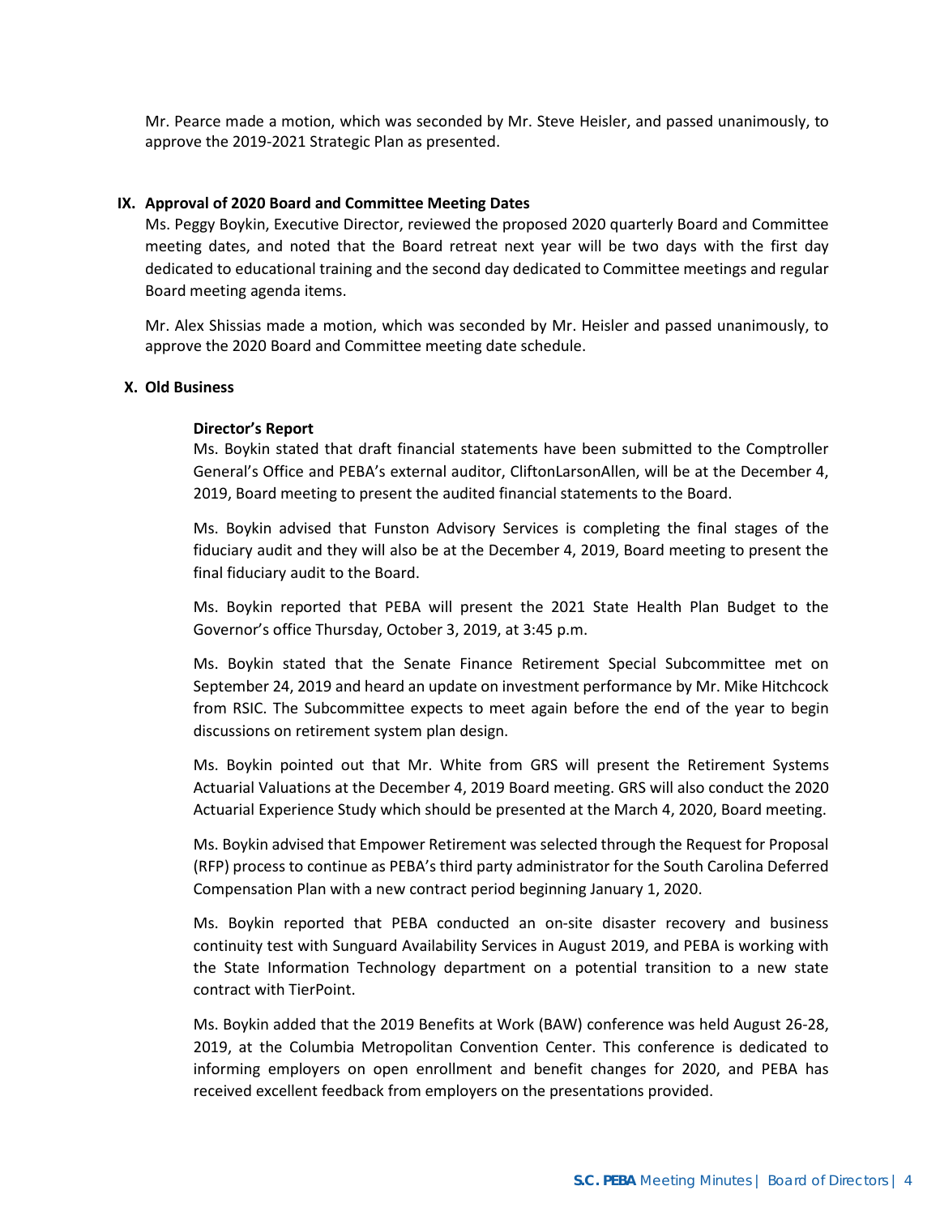Mr. Pearce made a motion, which was seconded by Mr. Steve Heisler, and passed unanimously, to approve the 2019-2021 Strategic Plan as presented.

**IX. Approval of 2020 Board and Committee Meeting Dates**

Ms. Peggy Boykin, Executive Director, reviewed the proposed 2020 quarterly Board and Committee meeting dates, and noted that the Board retreat next year will be two days with the first day dedicated to educational training and the second day dedicated to Committee meetings and regular Board meeting agenda items.

Mr. Alex Shissias made a motion, which was seconded by Mr. Heisler and passed unanimously, to approve the 2020 Board and Committee meeting date schedule.

**X. Old Business**

**Director's Report**

Ms. Boykin stated that draft financial statements have been submitted to the Comptroller General's Office and PEBA's external auditor, CliftonLarsonAllen, will be at the December 4, 2019, Board meeting to present the audited financial statements to the Board.

Ms. Boykin advised that Funston Advisory Services is completing the final stages of the fiduciary audit and they will also be at the December 4, 2019, Board meeting to present the final fiduciary audit to the Board.

Ms. Boykin reported that PEBA will present the 2021 State Health Plan Budget to the Governor's office Thursday, October 3, 2019, at 3:45 p.m.

Ms. Boykin stated that the Senate Finance Retirement Special Subcommittee met on September 24, 2019 and heard an update on investment performance by Mr. Mike Hitchcock from RSIC. The Subcommittee expects to meet again before the end of the year to begin discussions on retirement system plan design.

Ms. Boykin pointed out that Mr. White from GRS will present the Retirement Systems Actuarial Valuations at the December 4, 2019 Board meeting. GRS will also conduct the 2020 Actuarial Experience Study which should be presented at the March 4, 2020, Board meeting.

Ms. Boykin advised that Empower Retirement was selected through the Request for Proposal (RFP) process to continue as PEBA's third party administrator for the South Carolina Deferred Compensation Plan with a new contract period beginning January 1, 2020.

Ms. Boykin reported that PEBA conducted an on-site disaster recovery and business continuity test with Sunguard Availability Services in August 2019, and PEBA is working with the State Information Technology department on a potential transition to a new state contract with TierPoint.

Ms. Boykin added that the 2019 Benefits at Work (BAW) conference was held August 26-28, 2019, at the Columbia Metropolitan Convention Center. This conference is dedicated to informing employers on open enrollment and benefit changes for 2020, and PEBA has received excellent feedback from employers on the presentations provided.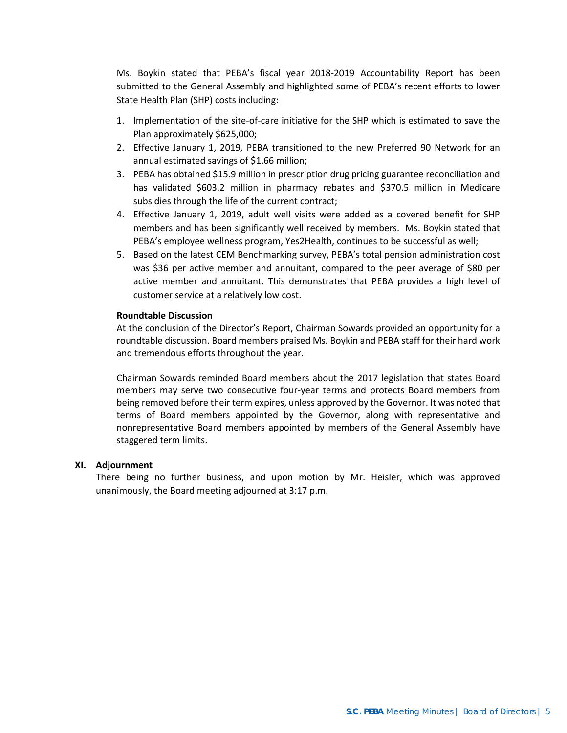Ms. Boykin stated that PEBA's fiscal year 2018-2019 Accountability Report has been submitted to the General Assembly and highlighted some of PEBA's recent efforts to lower State Health Plan (SHP) costs including:

1. Implementation of the site-of-care initiative for the SHP which is estimated to save the Plan approximately $625,000;
2. Effective January 1, 2019, PEBA transitioned to the new Preferred 90 Network for an annual estimated savings of $1.66 million;
3. PEBA has obtained $15.9 million in prescription drug pricing guarantee reconciliation and has validated $603.2 million in pharmacy rebates and $370.5 million in Medicare subsidies through the life of the current contract;
4. Effective January 1, 2019, adult well visits were added as a covered benefit for SHP members and has been significantly well received by members. Ms. Boykin stated that PEBA's employee wellness program, Yes2Health, continues to be successful as well;
5. Based on the latest CEM Benchmarking survey, PEBA's total pension administration cost was $36 per active member and annuitant, compared to the peer average of $80 per active member and annuitant. This demonstrates that PEBA provides a high level of customer service at a relatively low cost.

**Roundtable Discussion**

At the conclusion of the Director's Report, Chairman Sowards provided an opportunity for a roundtable discussion. Board members praised Ms. Boykin and PEBA staff for their hard work and tremendous efforts throughout the year.

Chairman Sowards reminded Board members about the 2017 legislation that states Board members may serve two consecutive four-year terms and protects Board members from being removed before their term expires, unless approved by the Governor. It was noted that terms of Board members appointed by the Governor, along with representative and nonrepresentative Board members appointed by members of the General Assembly have staggered term limits.

## XI. Adjournment

There being no further business, and upon motion by Mr. Heisler, which was approved unanimously, the Board meeting adjourned at 3:17 p.m.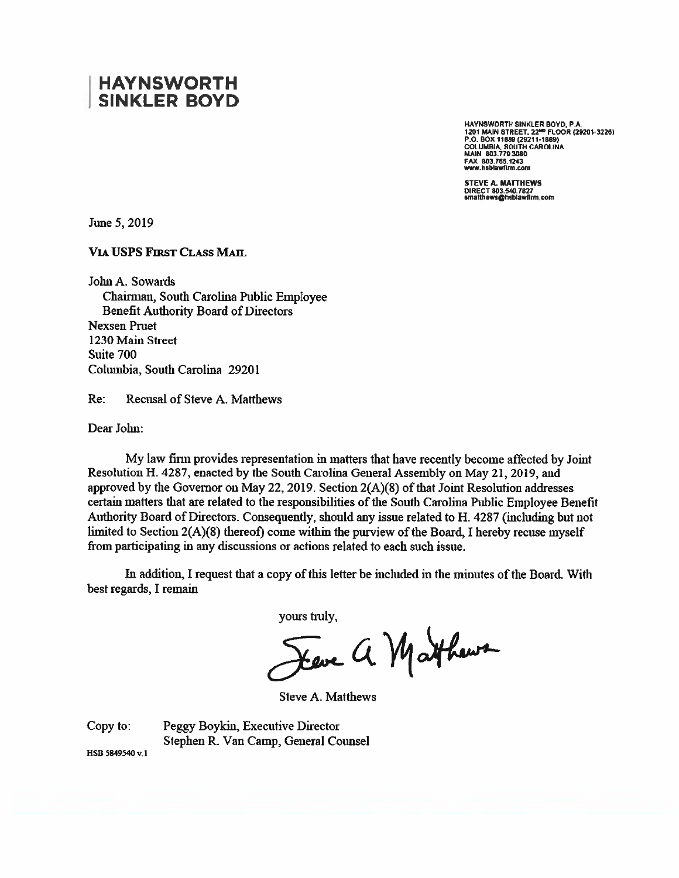# HAYNSWORTH SINKLER BOYD

HAYNSWORTH SINKLER BOYD, P.A.
1201 MAIN STREET, 22ND FLOOR (29201-3226)
P.O. BOX 11889 (29211-1889)
COLUMBIA, SOUTH CAROLINA
MAIN 803.779.3080
FAX 803.765.1243
www.hsblawfirm.com

STEVE A. MATTHEWS
DIRECT 803.540.7827
smatthews@hsblawfirm.com

June 5, 2019

**VIA USPS FIRST CLASS MAIL**

John A. Sowards
Chairman, South Carolina Public Employee
Benefit Authority Board of Directors
Nexsen Pruet
1230 Main Street
Suite 700
Columbia, South Carolina 29201

Re: Recusal of Steve A. Matthews

Dear John:

My law firm provides representation in matters that have recently become affected by Joint Resolution H. 4287, enacted by the South Carolina General Assembly on May 21, 2019, and approved by the Governor on May 22, 2019. Section 2(A)(8) of that Joint Resolution addresses certain matters that are related to the responsibilities of the South Carolina Public Employee Benefit Authority Board of Directors. Consequently, should any issue related to H. 4287 (including but not limited to Section 2(A)(8) thereof) come within the purview of the Board, I hereby recuse myself from participating in any discussions or actions related to each such issue.

In addition, I request that a copy of this letter be included in the minutes of the Board. With best regards, I remain

yours truly,

Steve A. Matthews

Steve A. Matthews

Copy to: Peggy Boykin, Executive Director
Stephen R. Van Camp, General Counsel

HSB 5849540 v.1